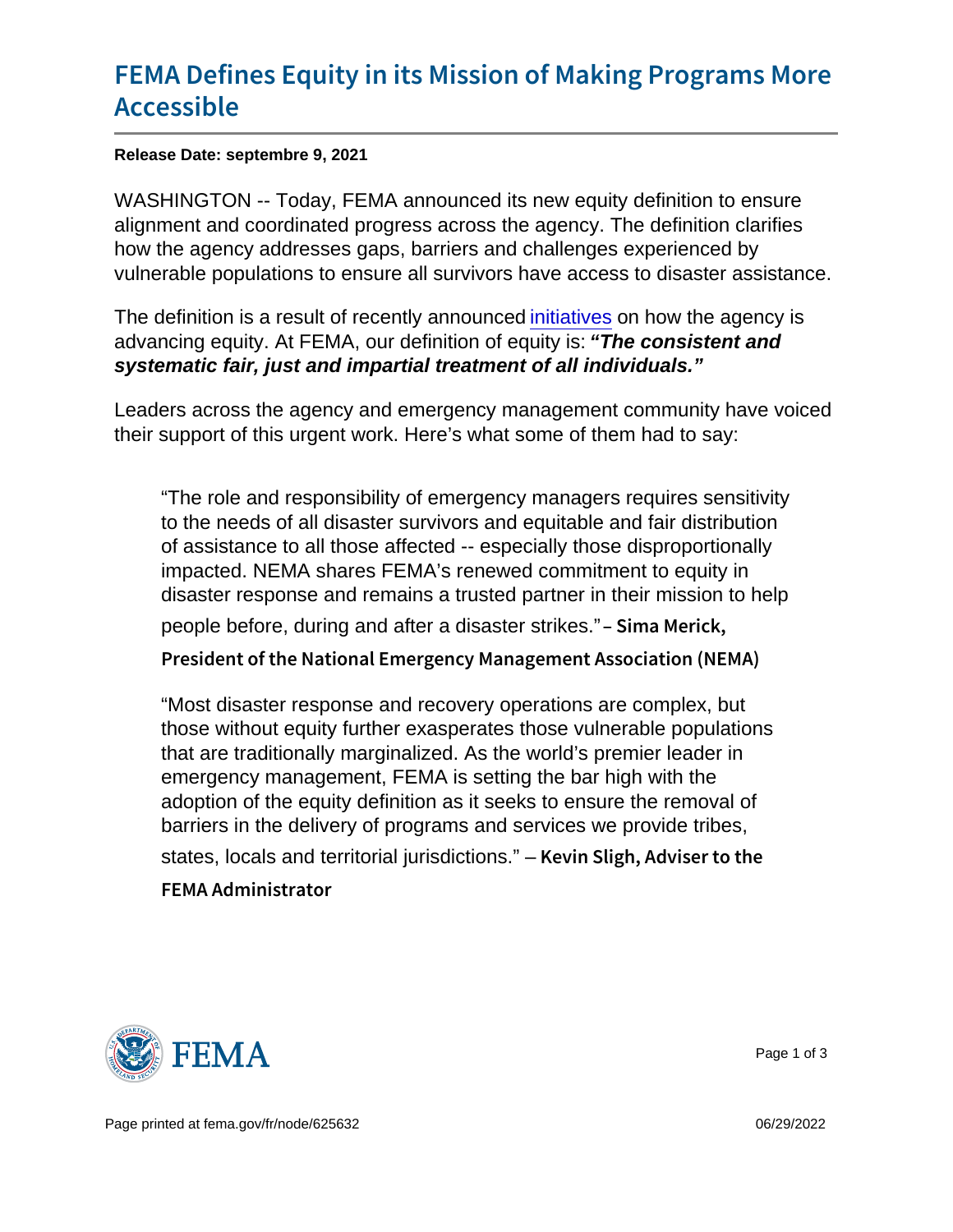# FEMA Defines Equity in its Mission of Making Programs More Accessible

**Release Date: septembre 9, 2021**

WASHINGTON -- Today, FEMA announced its new equity definition to ensure alignment and coordinated progress across the agency. The definition clarifies how the agency addresses gaps, barriers and challenges experienced by vulnerable populations to ensure all survivors have access to disaster assistance.

The definition is a result of recently announced initiatives on how the agency is advancing equity. At FEMA, our definition of equity is: ***"The consistent and systematic fair, just and impartial treatment of all individuals."***

Leaders across the agency and emergency management community have voiced their support of this urgent work. Here's what some of them had to say:

> "The role and responsibility of emergency managers requires sensitivity to the needs of all disaster survivors and equitable and fair distribution of assistance to all those affected -- especially those disproportionally impacted. NEMA shares FEMA's renewed commitment to equity in disaster response and remains a trusted partner in their mission to help people before, during and after a disaster strikes." – **Sima Merick, President of the National Emergency Management Association (NEMA)**

> "Most disaster response and recovery operations are complex, but those without equity further exasperates those vulnerable populations that are traditionally marginalized. As the world's premier leader in emergency management, FEMA is setting the bar high with the adoption of the equity definition as it seeks to ensure the removal of barriers in the delivery of programs and services we provide tribes, states, locals and territorial jurisdictions." – **Kevin Sligh, Adviser to the FEMA Administrator**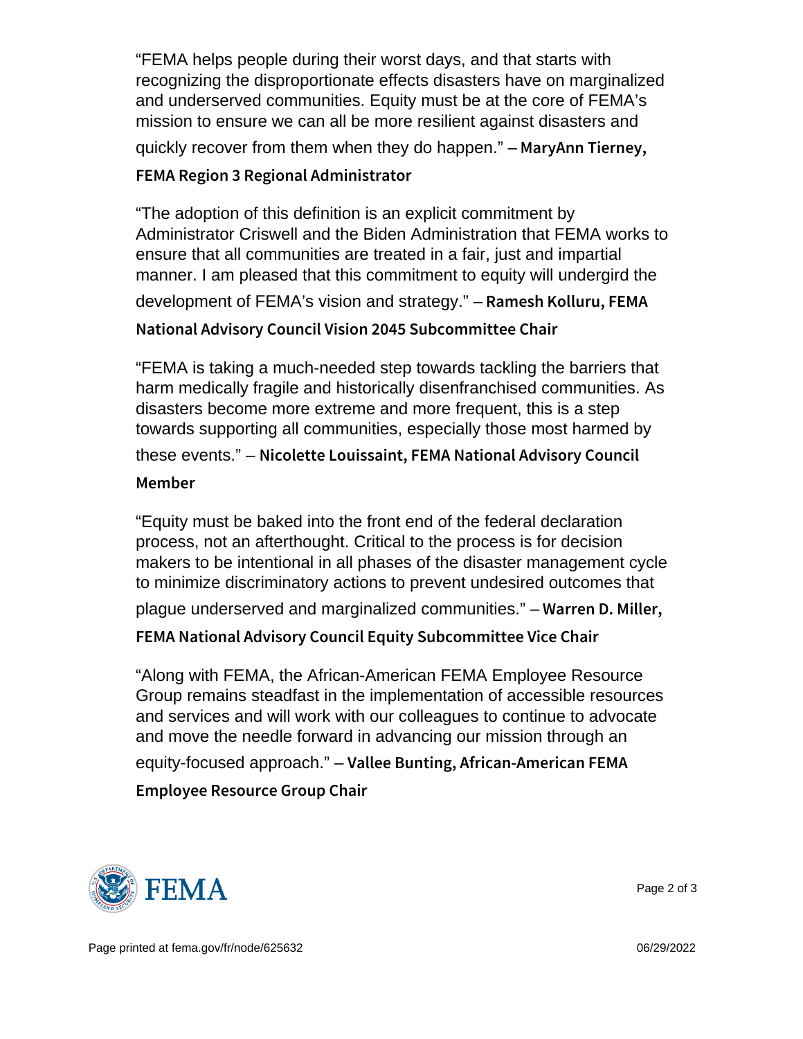"FEMA helps people during their worst days, and that starts with recognizing the disproportionate effects disasters have on marginalized and underserved communities. Equity must be at the core of FEMA's mission to ensure we can all be more resilient against disasters and quickly recover from them when they do happen." – **MaryAnn Tierney, FEMA Region 3 Regional Administrator**

"The adoption of this definition is an explicit commitment by Administrator Criswell and the Biden Administration that FEMA works to ensure that all communities are treated in a fair, just and impartial manner. I am pleased that this commitment to equity will undergird the development of FEMA's vision and strategy." – **Ramesh Kolluru, FEMA National Advisory Council Vision 2045 Subcommittee Chair**

"FEMA is taking a much-needed step towards tackling the barriers that harm medically fragile and historically disenfranchised communities. As disasters become more extreme and more frequent, this is a step towards supporting all communities, especially those most harmed by these events." – **Nicolette Louissaint, FEMA National Advisory Council Member**

"Equity must be baked into the front end of the federal declaration process, not an afterthought. Critical to the process is for decision makers to be intentional in all phases of the disaster management cycle to minimize discriminatory actions to prevent undesired outcomes that plague underserved and marginalized communities." – **Warren D. Miller, FEMA National Advisory Council Equity Subcommittee Vice Chair**

"Along with FEMA, the African-American FEMA Employee Resource Group remains steadfast in the implementation of accessible resources and services and will work with our colleagues to continue to advocate and move the needle forward in advancing our mission through an equity-focused approach." – **Vallee Bunting, African-American FEMA Employee Resource Group Chair**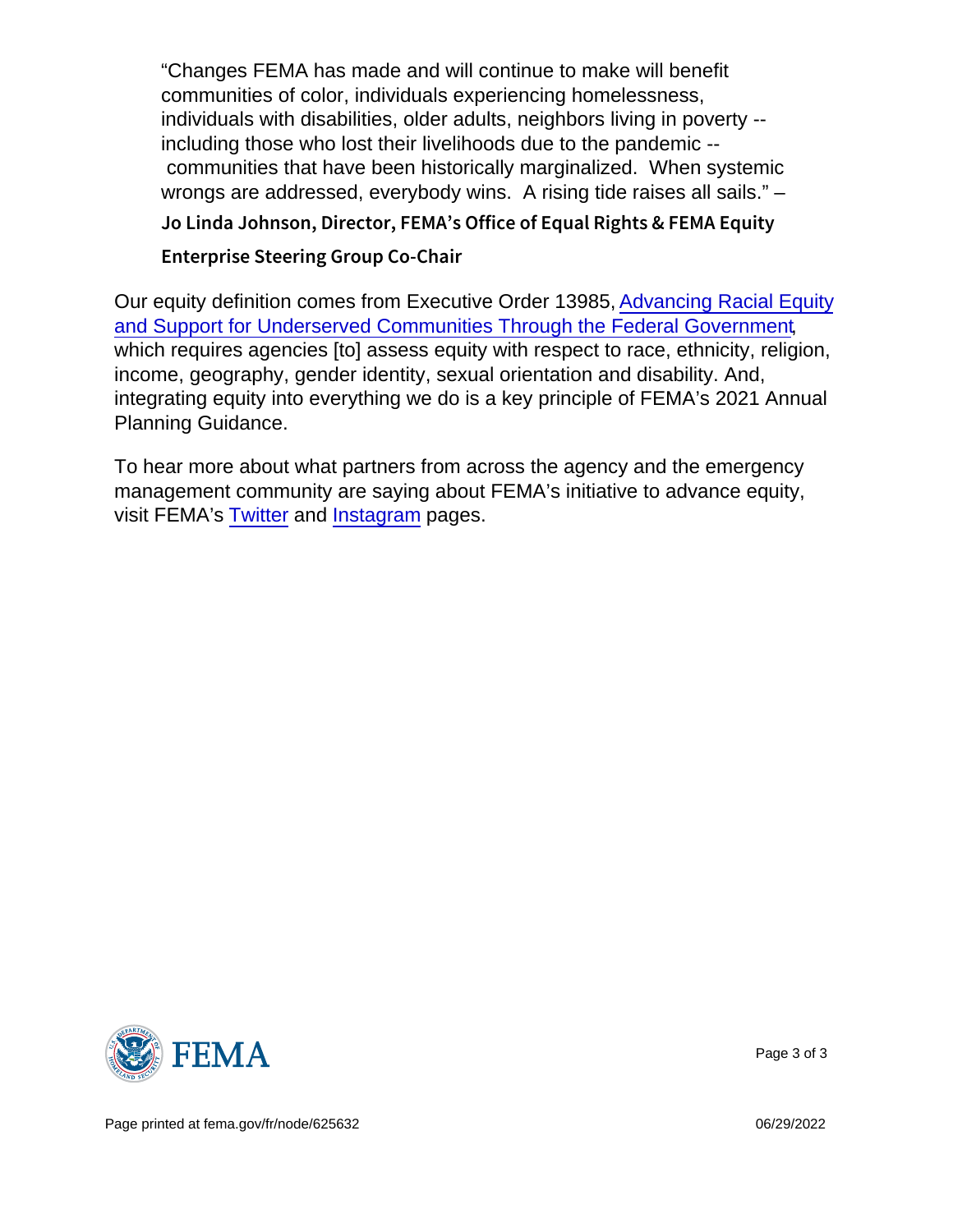> "Changes FEMA has made and will continue to make will benefit communities of color, individuals experiencing homelessness, individuals with disabilities, older adults, neighbors living in poverty -- including those who lost their livelihoods due to the pandemic -- communities that have been historically marginalized. When systemic wrongs are addressed, everybody wins. A rising tide raises all sails." –
>
> **Jo Linda Johnson, Director, FEMA's Office of Equal Rights & FEMA Equity Enterprise Steering Group Co-Chair**

Our equity definition comes from Executive Order 13985, Advancing Racial Equity and Support for Underserved Communities Through the Federal Government, which requires agencies [to] assess equity with respect to race, ethnicity, religion, income, geography, gender identity, sexual orientation and disability. And, integrating equity into everything we do is a key principle of FEMA's 2021 Annual Planning Guidance.

To hear more about what partners from across the agency and the emergency management community are saying about FEMA's initiative to advance equity, visit FEMA's Twitter and Instagram pages.